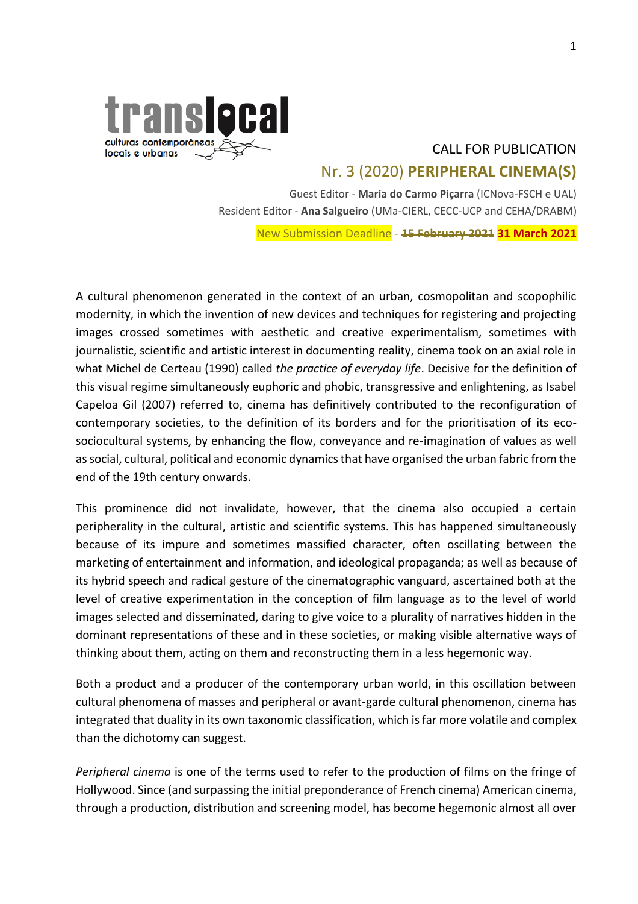translocal
culturas contemporâneas locais e urbanas

CALL FOR PUBLICATION

# Nr. 3 (2020) **PERIPHERAL CINEMA(S)**

Guest Editor - **Maria do Carmo Piçarra** (ICNova-FSCH e UAL)
Resident Editor - **Ana Salgueiro** (UMa-CIERL, CECC-UCP and CEHA/DRABM)

New Submission Deadline - ~~**15 February 2021**~~ **31 March 2021**

A cultural phenomenon generated in the context of an urban, cosmopolitan and scopophilic modernity, in which the invention of new devices and techniques for registering and projecting images crossed sometimes with aesthetic and creative experimentalism, sometimes with journalistic, scientific and artistic interest in documenting reality, cinema took on an axial role in what Michel de Certeau (1990) called *the practice of everyday life*. Decisive for the definition of this visual regime simultaneously euphoric and phobic, transgressive and enlightening, as Isabel Capeloa Gil (2007) referred to, cinema has definitively contributed to the reconfiguration of contemporary societies, to the definition of its borders and for the prioritisation of its eco-sociocultural systems, by enhancing the flow, conveyance and re-imagination of values as well as social, cultural, political and economic dynamics that have organised the urban fabric from the end of the 19th century onwards.

This prominence did not invalidate, however, that the cinema also occupied a certain peripherality in the cultural, artistic and scientific systems. This has happened simultaneously because of its impure and sometimes massified character, often oscillating between the marketing of entertainment and information, and ideological propaganda; as well as because of its hybrid speech and radical gesture of the cinematographic vanguard, ascertained both at the level of creative experimentation in the conception of film language as to the level of world images selected and disseminated, daring to give voice to a plurality of narratives hidden in the dominant representations of these and in these societies, or making visible alternative ways of thinking about them, acting on them and reconstructing them in a less hegemonic way.

Both a product and a producer of the contemporary urban world, in this oscillation between cultural phenomena of masses and peripheral or avant-garde cultural phenomenon, cinema has integrated that duality in its own taxonomic classification, which is far more volatile and complex than the dichotomy can suggest.

*Peripheral cinema* is one of the terms used to refer to the production of films on the fringe of Hollywood. Since (and surpassing the initial preponderance of French cinema) American cinema, through a production, distribution and screening model, has become hegemonic almost all over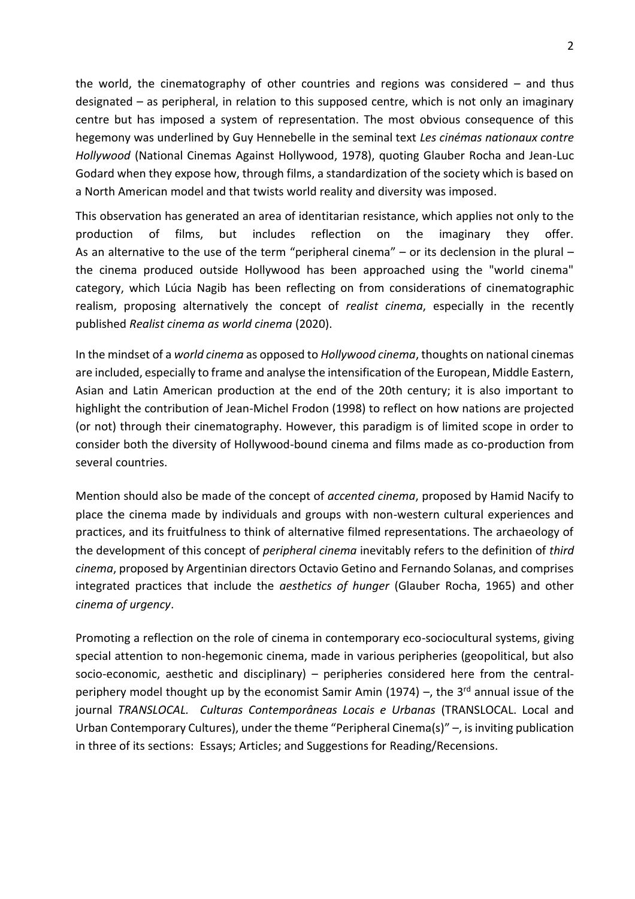the world, the cinematography of other countries and regions was considered – and thus designated – as peripheral, in relation to this supposed centre, which is not only an imaginary centre but has imposed a system of representation. The most obvious consequence of this hegemony was underlined by Guy Hennebelle in the seminal text *Les cinémas nationaux contre Hollywood* (National Cinemas Against Hollywood, 1978), quoting Glauber Rocha and Jean-Luc Godard when they expose how, through films, a standardization of the society which is based on a North American model and that twists world reality and diversity was imposed.

This observation has generated an area of identitarian resistance, which applies not only to the production of films, but includes reflection on the imaginary they offer. As an alternative to the use of the term "peripheral cinema" – or its declension in the plural – the cinema produced outside Hollywood has been approached using the "world cinema" category, which Lúcia Nagib has been reflecting on from considerations of cinematographic realism, proposing alternatively the concept of *realist cinema*, especially in the recently published *Realist cinema as world cinema* (2020).

In the mindset of a *world cinema* as opposed to *Hollywood cinema*, thoughts on national cinemas are included, especially to frame and analyse the intensification of the European, Middle Eastern, Asian and Latin American production at the end of the 20th century; it is also important to highlight the contribution of Jean-Michel Frodon (1998) to reflect on how nations are projected (or not) through their cinematography. However, this paradigm is of limited scope in order to consider both the diversity of Hollywood-bound cinema and films made as co-production from several countries.

Mention should also be made of the concept of *accented cinema*, proposed by Hamid Nacify to place the cinema made by individuals and groups with non-western cultural experiences and practices, and its fruitfulness to think of alternative filmed representations. The archaeology of the development of this concept of *peripheral cinema* inevitably refers to the definition of *third cinema*, proposed by Argentinian directors Octavio Getino and Fernando Solanas, and comprises integrated practices that include the *aesthetics of hunger* (Glauber Rocha, 1965) and other *cinema of urgency*.

Promoting a reflection on the role of cinema in contemporary eco-sociocultural systems, giving special attention to non-hegemonic cinema, made in various peripheries (geopolitical, but also socio-economic, aesthetic and disciplinary) – peripheries considered here from the central-periphery model thought up by the economist Samir Amin (1974) –, the 3rd annual issue of the journal *TRANSLOCAL. Culturas Contemporâneas Locais e Urbanas* (TRANSLOCAL. Local and Urban Contemporary Cultures), under the theme "Peripheral Cinema(s)" –, is inviting publication in three of its sections: Essays; Articles; and Suggestions for Reading/Recensions.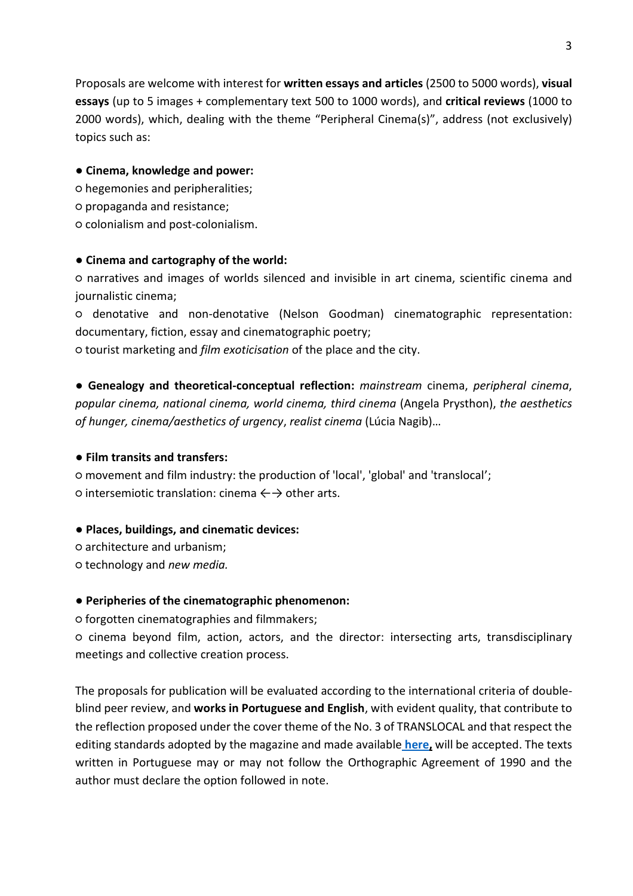Proposals are welcome with interest for **written essays and articles** (2500 to 5000 words), **visual essays** (up to 5 images + complementary text 500 to 1000 words), and **critical reviews** (1000 to 2000 words), which, dealing with the theme "Peripheral Cinema(s)", address (not exclusively) topics such as:

● **Cinema, knowledge and power:**
○ hegemonies and peripheralities;
○ propaganda and resistance;
○ colonialism and post-colonialism.

● **Cinema and cartography of the world:**
○ narratives and images of worlds silenced and invisible in art cinema, scientific cinema and journalistic cinema;
○ denotative and non-denotative (Nelson Goodman) cinematographic representation: documentary, fiction, essay and cinematographic poetry;
○ tourist marketing and *film exoticisation* of the place and the city.

● **Genealogy and theoretical-conceptual reflection:** *mainstream* cinema, *peripheral cinema*, *popular cinema, national cinema, world cinema, third cinema* (Angela Prysthon), *the aesthetics of hunger, cinema/aesthetics of urgency*, *realist cinema* (Lúcia Nagib)…

● **Film transits and transfers:**
○ movement and film industry: the production of 'local', 'global' and 'translocal';
○ intersemiotic translation: cinema ←→ other arts.

● **Places, buildings, and cinematic devices:**
○ architecture and urbanism;
○ technology and *new media.*

● **Peripheries of the cinematographic phenomenon:**
○ forgotten cinematographies and filmmakers;
○ cinema beyond film, action, actors, and the director: intersecting arts, transdisciplinary meetings and collective creation process.

The proposals for publication will be evaluated according to the international criteria of double-blind peer review, and **works in Portuguese and English**, with evident quality, that contribute to the reflection proposed under the cover theme of the No. 3 of TRANSLOCAL and that respect the editing standards adopted by the magazine and made available **here**, will be accepted. The texts written in Portuguese may or may not follow the Orthographic Agreement of 1990 and the author must declare the option followed in note.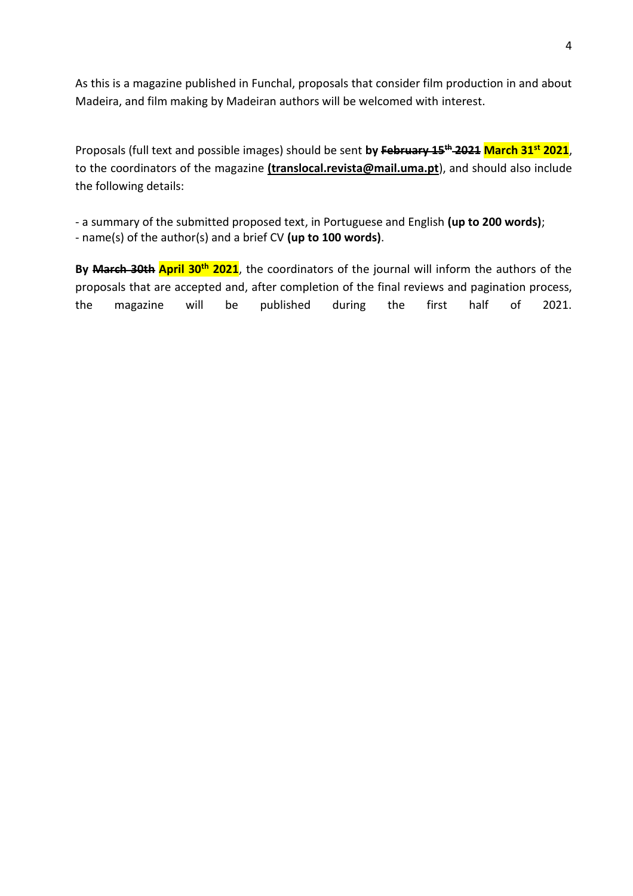As this is a magazine published in Funchal, proposals that consider film production in and about Madeira, and film making by Madeiran authors will be welcomed with interest.

Proposals (full text and possible images) should be sent **by ~~February 15th 2021~~ March 31st 2021**, to the coordinators of the magazine **(translocal.revista@mail.uma.pt**), and should also include the following details:

- a summary of the submitted proposed text, in Portuguese and English **(up to 200 words)**;
- name(s) of the author(s) and a brief CV **(up to 100 words)**.

**By ~~March 30th~~ April 30th 2021**, the coordinators of the journal will inform the authors of the proposals that are accepted and, after completion of the final reviews and pagination process, the magazine will be published during the first half of 2021.